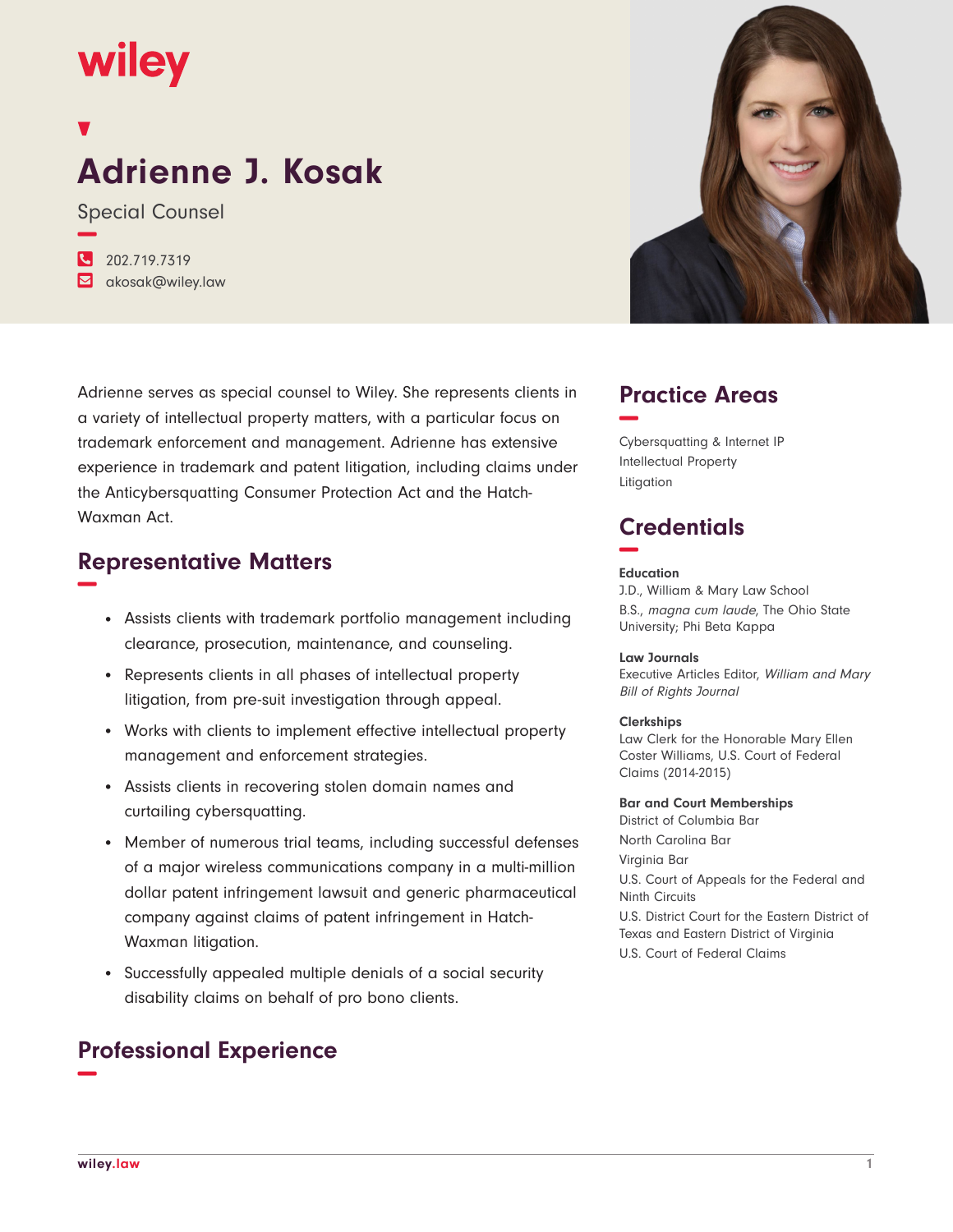# Adrienne J. Kosak

Special Counsel

202.719.7319
akosak@wiley.law

Adrienne serves as special counsel to Wiley. She represents clients in a variety of intellectual property matters, with a particular focus on trademark enforcement and management. Adrienne has extensive experience in trademark and patent litigation, including claims under the Anticybersquatting Consumer Protection Act and the Hatch-Waxman Act.

## Representative Matters

- Assists clients with trademark portfolio management including clearance, prosecution, maintenance, and counseling.
- Represents clients in all phases of intellectual property litigation, from pre-suit investigation through appeal.
- Works with clients to implement effective intellectual property management and enforcement strategies.
- Assists clients in recovering stolen domain names and curtailing cybersquatting.
- Member of numerous trial teams, including successful defenses of a major wireless communications company in a multi-million dollar patent infringement lawsuit and generic pharmaceutical company against claims of patent infringement in Hatch-Waxman litigation.
- Successfully appealed multiple denials of a social security disability claims on behalf of pro bono clients.

## Professional Experience

## Practice Areas

Cybersquatting & Internet IP
Intellectual Property
Litigation

## Credentials

**Education**
J.D., William & Mary Law School
B.S., *magna cum laude*, The Ohio State University; Phi Beta Kappa

**Law Journals**
Executive Articles Editor, *William and Mary Bill of Rights Journal*

**Clerkships**
Law Clerk for the Honorable Mary Ellen Coster Williams, U.S. Court of Federal Claims (2014-2015)

**Bar and Court Memberships**
District of Columbia Bar
North Carolina Bar
Virginia Bar
U.S. Court of Appeals for the Federal and Ninth Circuits
U.S. District Court for the Eastern District of Texas and Eastern District of Virginia
U.S. Court of Federal Claims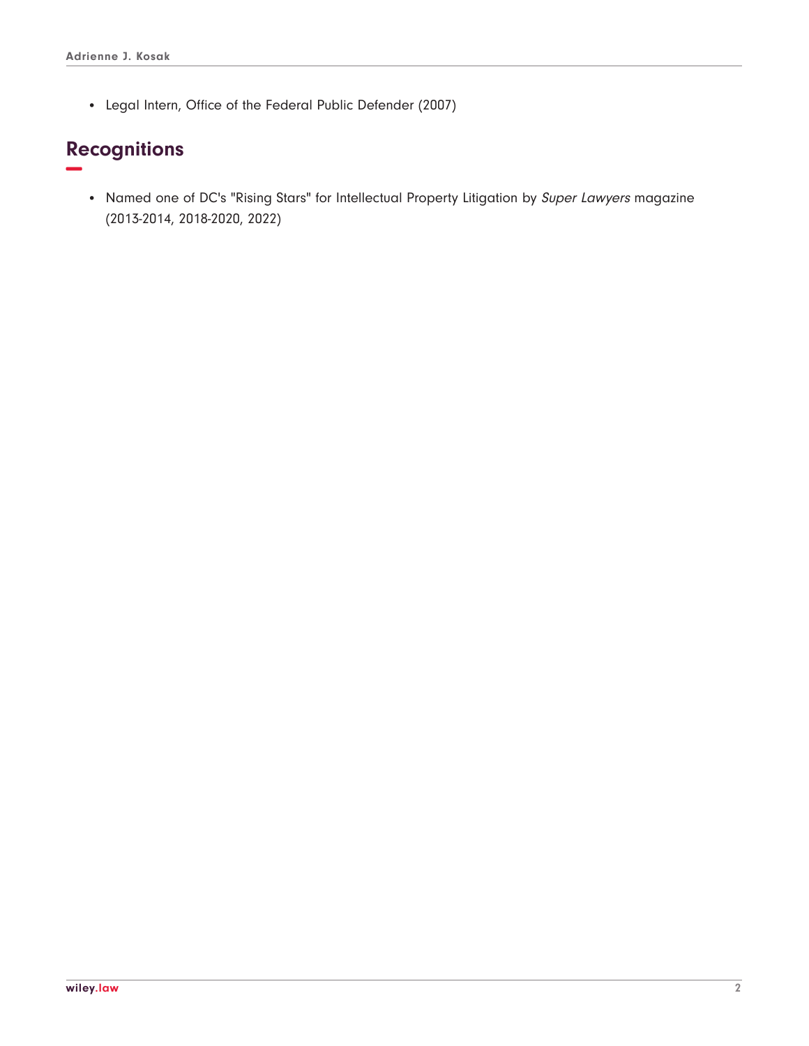- Legal Intern, Office of the Federal Public Defender (2007)

## Recognitions

- Named one of DC's "Rising Stars" for Intellectual Property Litigation by *Super Lawyers* magazine (2013-2014, 2018-2020, 2022)